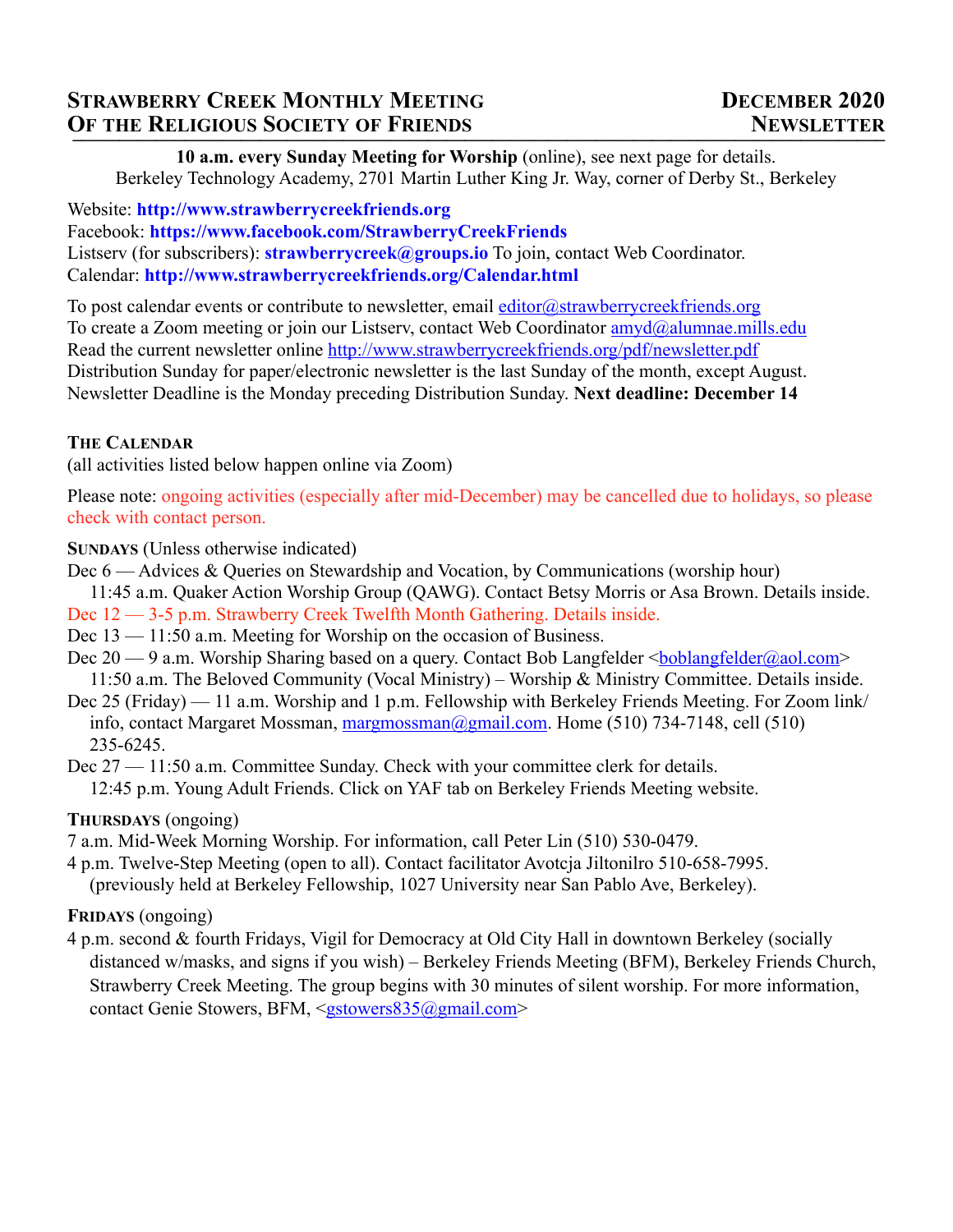# Strawberry Creek Monthly Meeting Of the Religious Society of Friends

**December 2020 Newsletter**

**10 a.m. every Sunday Meeting for Worship** (online), see next page for details.
Berkeley Technology Academy, 2701 Martin Luther King Jr. Way, corner of Derby St., Berkeley

Website: **http://www.strawberrycreekfriends.org**
Facebook: **https://www.facebook.com/StrawberryCreekFriends**
Listserv (for subscribers): **strawberrycreek@groups.io** To join, contact Web Coordinator.
Calendar: **http://www.strawberrycreekfriends.org/Calendar.html**

To post calendar events or contribute to newsletter, email editor@strawberrycreekfriends.org
To create a Zoom meeting or join our Listserv, contact Web Coordinator amyd@alumnae.mills.edu
Read the current newsletter online http://www.strawberrycreekfriends.org/pdf/newsletter.pdf
Distribution Sunday for paper/electronic newsletter is the last Sunday of the month, except August.
Newsletter Deadline is the Monday preceding Distribution Sunday. **Next deadline: December 14**

## The Calendar

(all activities listed below happen online via Zoom)

Please note: ongoing activities (especially after mid-December) may be cancelled due to holidays, so please check with contact person.

**Sundays** (Unless otherwise indicated)

Dec 6 — Advices & Queries on Stewardship and Vocation, by Communications (worship hour)
11:45 a.m. Quaker Action Worship Group (QAWG). Contact Betsy Morris or Asa Brown. Details inside.

Dec 12 — 3-5 p.m. Strawberry Creek Twelfth Month Gathering. Details inside.

Dec 13 — 11:50 a.m. Meeting for Worship on the occasion of Business.

Dec 20 — 9 a.m. Worship Sharing based on a query. Contact Bob Langfelder <boblangfelder@aol.com>
11:50 a.m. The Beloved Community (Vocal Ministry) – Worship & Ministry Committee. Details inside.

Dec 25 (Friday) — 11 a.m. Worship and 1 p.m. Fellowship with Berkeley Friends Meeting. For Zoom link/info, contact Margaret Mossman, margmossman@gmail.com. Home (510) 734-7148, cell (510) 235-6245.

Dec 27 — 11:50 a.m. Committee Sunday. Check with your committee clerk for details.
12:45 p.m. Young Adult Friends. Click on YAF tab on Berkeley Friends Meeting website.

**Thursdays** (ongoing)

7 a.m. Mid-Week Morning Worship. For information, call Peter Lin (510) 530-0479.

4 p.m. Twelve-Step Meeting (open to all). Contact facilitator Avotcja Jiltonilro 510-658-7995. (previously held at Berkeley Fellowship, 1027 University near San Pablo Ave, Berkeley).

**Fridays** (ongoing)

4 p.m. second & fourth Fridays, Vigil for Democracy at Old City Hall in downtown Berkeley (socially distanced w/masks, and signs if you wish) – Berkeley Friends Meeting (BFM), Berkeley Friends Church, Strawberry Creek Meeting. The group begins with 30 minutes of silent worship. For more information, contact Genie Stowers, BFM, <gstowers835@gmail.com>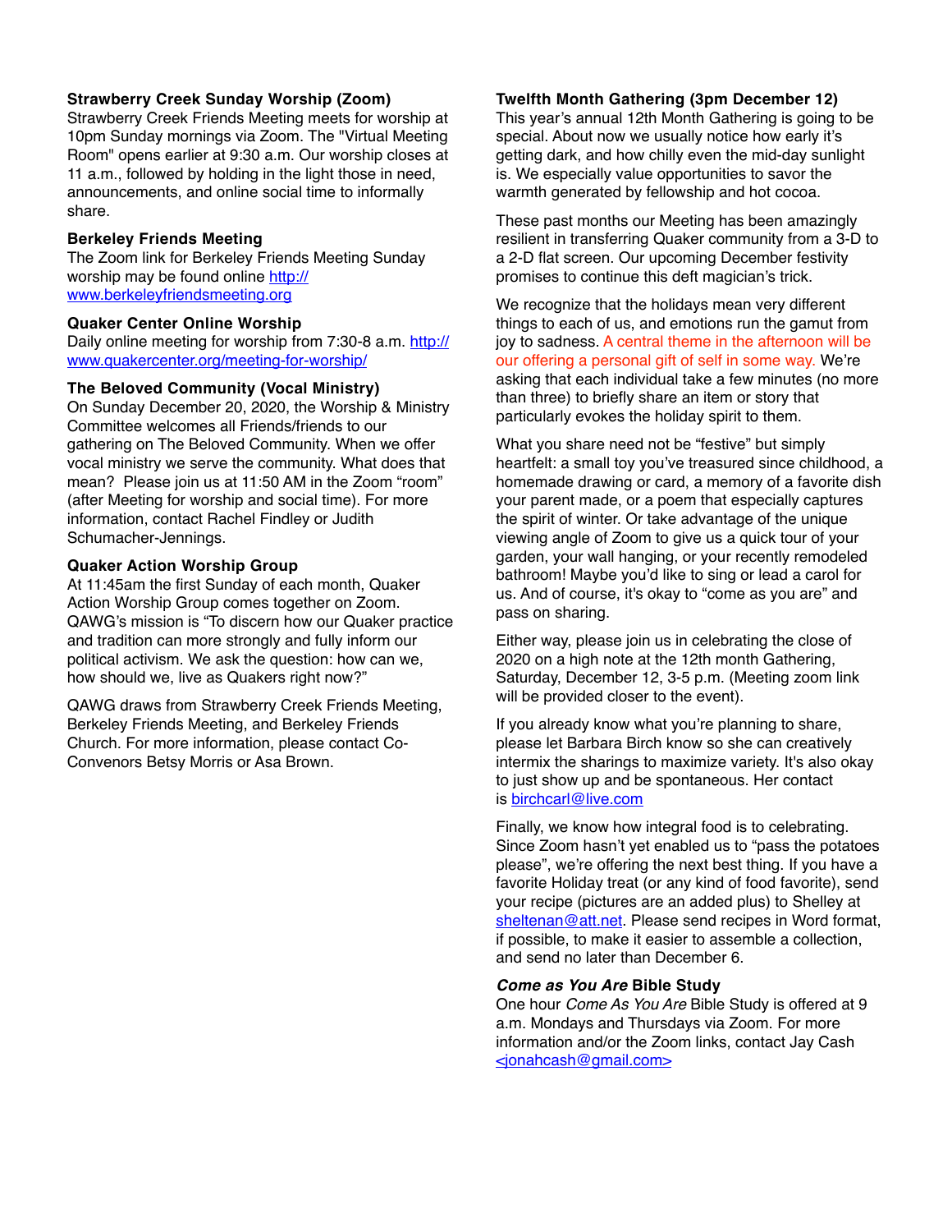### Strawberry Creek Sunday Worship (Zoom)

Strawberry Creek Friends Meeting meets for worship at 10pm Sunday mornings via Zoom. The "Virtual Meeting Room" opens earlier at 9:30 a.m. Our worship closes at 11 a.m., followed by holding in the light those in need, announcements, and online social time to informally share.

### Berkeley Friends Meeting

The Zoom link for Berkeley Friends Meeting Sunday worship may be found online http://www.berkeleyfriendsmeeting.org

### Quaker Center Online Worship

Daily online meeting for worship from 7:30-8 a.m. http://www.quakercenter.org/meeting-for-worship/

### The Beloved Community (Vocal Ministry)

On Sunday December 20, 2020, the Worship & Ministry Committee welcomes all Friends/friends to our gathering on The Beloved Community. When we offer vocal ministry we serve the community. What does that mean? Please join us at 11:50 AM in the Zoom "room" (after Meeting for worship and social time). For more information, contact Rachel Findley or Judith Schumacher-Jennings.

### Quaker Action Worship Group

At 11:45am the first Sunday of each month, Quaker Action Worship Group comes together on Zoom. QAWG's mission is "To discern how our Quaker practice and tradition can more strongly and fully inform our political activism. We ask the question: how can we, how should we, live as Quakers right now?"

QAWG draws from Strawberry Creek Friends Meeting, Berkeley Friends Meeting, and Berkeley Friends Church. For more information, please contact Co-Convenors Betsy Morris or Asa Brown.

### Twelfth Month Gathering (3pm December 12)

This year's annual 12th Month Gathering is going to be special. About now we usually notice how early it's getting dark, and how chilly even the mid-day sunlight is. We especially value opportunities to savor the warmth generated by fellowship and hot cocoa.

These past months our Meeting has been amazingly resilient in transferring Quaker community from a 3-D to a 2-D flat screen. Our upcoming December festivity promises to continue this deft magician's trick.

We recognize that the holidays mean very different things to each of us, and emotions run the gamut from joy to sadness. A central theme in the afternoon will be our offering a personal gift of self in some way. We're asking that each individual take a few minutes (no more than three) to briefly share an item or story that particularly evokes the holiday spirit to them.

What you share need not be "festive" but simply heartfelt: a small toy you've treasured since childhood, a homemade drawing or card, a memory of a favorite dish your parent made, or a poem that especially captures the spirit of winter. Or take advantage of the unique viewing angle of Zoom to give us a quick tour of your garden, your wall hanging, or your recently remodeled bathroom! Maybe you'd like to sing or lead a carol for us. And of course, it's okay to "come as you are" and pass on sharing.

Either way, please join us in celebrating the close of 2020 on a high note at the 12th month Gathering, Saturday, December 12, 3-5 p.m. (Meeting zoom link will be provided closer to the event).

If you already know what you're planning to share, please let Barbara Birch know so she can creatively intermix the sharings to maximize variety. It's also okay to just show up and be spontaneous. Her contact is birchcarl@live.com

Finally, we know how integral food is to celebrating. Since Zoom hasn't yet enabled us to "pass the potatoes please", we're offering the next best thing. If you have a favorite Holiday treat (or any kind of food favorite), send your recipe (pictures are an added plus) to Shelley at sheltenan@att.net. Please send recipes in Word format, if possible, to make it easier to assemble a collection, and send no later than December 6.

### *Come as You Are* Bible Study

One hour *Come As You Are* Bible Study is offered at 9 a.m. Mondays and Thursdays via Zoom. For more information and/or the Zoom links, contact Jay Cash <jonahcash@gmail.com>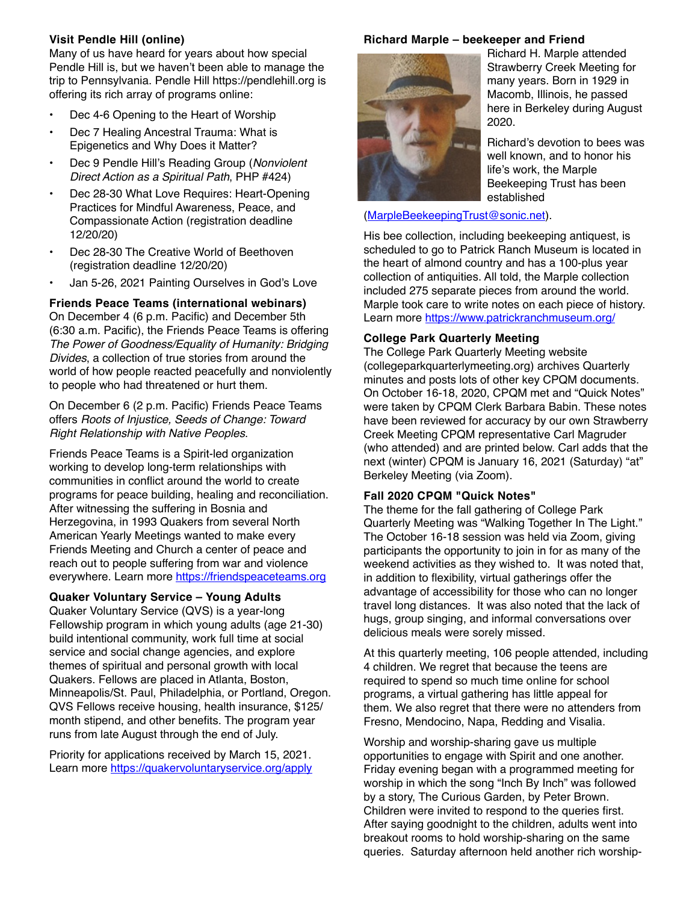### Visit Pendle Hill (online)

Many of us have heard for years about how special Pendle Hill is, but we haven't been able to manage the trip to Pennsylvania. Pendle Hill https://pendlehill.org is offering its rich array of programs online:

- Dec 4-6 Opening to the Heart of Worship
- Dec 7 Healing Ancestral Trauma: What is Epigenetics and Why Does it Matter?
- Dec 9 Pendle Hill's Reading Group (*Nonviolent Direct Action as a Spiritual Path*, PHP #424)
- Dec 28-30 What Love Requires: Heart-Opening Practices for Mindful Awareness, Peace, and Compassionate Action (registration deadline 12/20/20)
- Dec 28-30 The Creative World of Beethoven (registration deadline 12/20/20)
- Jan 5-26, 2021 Painting Ourselves in God's Love

### Friends Peace Teams (international webinars)

On December 4 (6 p.m. Pacific) and December 5th (6:30 a.m. Pacific), the Friends Peace Teams is offering *The Power of Goodness/Equality of Humanity: Bridging Divides*, a collection of true stories from around the world of how people reacted peacefully and nonviolently to people who had threatened or hurt them.

On December 6 (2 p.m. Pacific) Friends Peace Teams offers *Roots of Injustice, Seeds of Change: Toward Right Relationship with Native Peoples*.

Friends Peace Teams is a Spirit-led organization working to develop long-term relationships with communities in conflict around the world to create programs for peace building, healing and reconciliation. After witnessing the suffering in Bosnia and Herzegovina, in 1993 Quakers from several North American Yearly Meetings wanted to make every Friends Meeting and Church a center of peace and reach out to people suffering from war and violence everywhere. Learn more https://friendspeaceteams.org

### Quaker Voluntary Service – Young Adults

Quaker Voluntary Service (QVS) is a year-long Fellowship program in which young adults (age 21-30) build intentional community, work full time at social service and social change agencies, and explore themes of spiritual and personal growth with local Quakers. Fellows are placed in Atlanta, Boston, Minneapolis/St. Paul, Philadelphia, or Portland, Oregon. QVS Fellows receive housing, health insurance, $125/month stipend, and other benefits. The program year runs from late August through the end of July.

Priority for applications received by March 15, 2021. Learn more https://quakervoluntaryservice.org/apply

### Richard Marple – beekeeper and Friend

Richard H. Marple attended Strawberry Creek Meeting for many years. Born in 1929 in Macomb, Illinois, he passed here in Berkeley during August 2020.

Richard's devotion to bees was well known, and to honor his life's work, the Marple Beekeeping Trust has been established (MarpleBeekeepingTrust@sonic.net).

His bee collection, including beekeeping antiquest, is scheduled to go to Patrick Ranch Museum is located in the heart of almond country and has a 100-plus year collection of antiquities. All told, the Marple collection included 275 separate pieces from around the world. Marple took care to write notes on each piece of history. Learn more https://www.patrickranchmuseum.org/

### College Park Quarterly Meeting

The College Park Quarterly Meeting website (collegeparkquarterlymeeting.org) archives Quarterly minutes and posts lots of other key CPQM documents. On October 16-18, 2020, CPQM met and "Quick Notes" were taken by CPQM Clerk Barbara Babin. These notes have been reviewed for accuracy by our own Strawberry Creek Meeting CPQM representative Carl Magruder (who attended) and are printed below. Carl adds that the next (winter) CPQM is January 16, 2021 (Saturday) "at" Berkeley Meeting (via Zoom).

### Fall 2020 CPQM "Quick Notes"

The theme for the fall gathering of College Park Quarterly Meeting was "Walking Together In The Light." The October 16-18 session was held via Zoom, giving participants the opportunity to join in for as many of the weekend activities as they wished to. It was noted that, in addition to flexibility, virtual gatherings offer the advantage of accessibility for those who can no longer travel long distances. It was also noted that the lack of hugs, group singing, and informal conversations over delicious meals were sorely missed.

At this quarterly meeting, 106 people attended, including 4 children. We regret that because the teens are required to spend so much time online for school programs, a virtual gathering has little appeal for them. We also regret that there were no attenders from Fresno, Mendocino, Napa, Redding and Visalia.

Worship and worship-sharing gave us multiple opportunities to engage with Spirit and one another. Friday evening began with a programmed meeting for worship in which the song "Inch By Inch" was followed by a story, The Curious Garden, by Peter Brown. Children were invited to respond to the queries first. After saying goodnight to the children, adults went into breakout rooms to hold worship-sharing on the same queries. Saturday afternoon held another rich worship-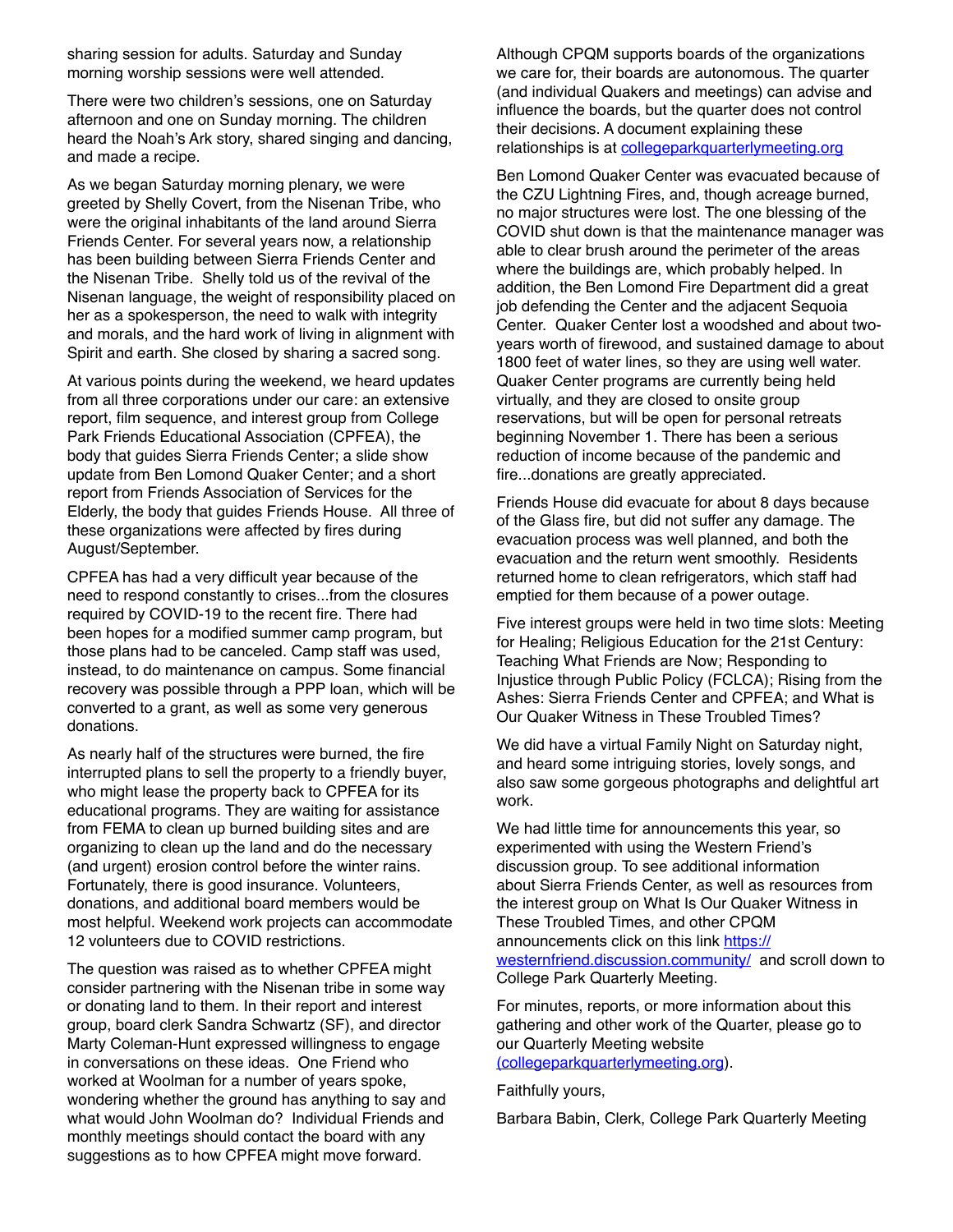sharing session for adults. Saturday and Sunday morning worship sessions were well attended.

There were two children's sessions, one on Saturday afternoon and one on Sunday morning. The children heard the Noah's Ark story, shared singing and dancing, and made a recipe.

As we began Saturday morning plenary, we were greeted by Shelly Covert, from the Nisenan Tribe, who were the original inhabitants of the land around Sierra Friends Center. For several years now, a relationship has been building between Sierra Friends Center and the Nisenan Tribe. Shelly told us of the revival of the Nisenan language, the weight of responsibility placed on her as a spokesperson, the need to walk with integrity and morals, and the hard work of living in alignment with Spirit and earth. She closed by sharing a sacred song.

At various points during the weekend, we heard updates from all three corporations under our care: an extensive report, film sequence, and interest group from College Park Friends Educational Association (CPFEA), the body that guides Sierra Friends Center; a slide show update from Ben Lomond Quaker Center; and a short report from Friends Association of Services for the Elderly, the body that guides Friends House. All three of these organizations were affected by fires during August/September.

CPFEA has had a very difficult year because of the need to respond constantly to crises...from the closures required by COVID-19 to the recent fire. There had been hopes for a modified summer camp program, but those plans had to be canceled. Camp staff was used, instead, to do maintenance on campus. Some financial recovery was possible through a PPP loan, which will be converted to a grant, as well as some very generous donations.

As nearly half of the structures were burned, the fire interrupted plans to sell the property to a friendly buyer, who might lease the property back to CPFEA for its educational programs. They are waiting for assistance from FEMA to clean up burned building sites and are organizing to clean up the land and do the necessary (and urgent) erosion control before the winter rains. Fortunately, there is good insurance. Volunteers, donations, and additional board members would be most helpful. Weekend work projects can accommodate 12 volunteers due to COVID restrictions.

The question was raised as to whether CPFEA might consider partnering with the Nisenan tribe in some way or donating land to them. In their report and interest group, board clerk Sandra Schwartz (SF), and director Marty Coleman-Hunt expressed willingness to engage in conversations on these ideas. One Friend who worked at Woolman for a number of years spoke, wondering whether the ground has anything to say and what would John Woolman do? Individual Friends and monthly meetings should contact the board with any suggestions as to how CPFEA might move forward.

Although CPQM supports boards of the organizations we care for, their boards are autonomous. The quarter (and individual Quakers and meetings) can advise and influence the boards, but the quarter does not control their decisions. A document explaining these relationships is at [collegeparkquarterlymeeting.org](collegeparkquarterlymeeting.org)

Ben Lomond Quaker Center was evacuated because of the CZU Lightning Fires, and, though acreage burned, no major structures were lost. The one blessing of the COVID shut down is that the maintenance manager was able to clear brush around the perimeter of the areas where the buildings are, which probably helped. In addition, the Ben Lomond Fire Department did a great job defending the Center and the adjacent Sequoia Center. Quaker Center lost a woodshed and about two-years worth of firewood, and sustained damage to about 1800 feet of water lines, so they are using well water. Quaker Center programs are currently being held virtually, and they are closed to onsite group reservations, but will be open for personal retreats beginning November 1. There has been a serious reduction of income because of the pandemic and fire...donations are greatly appreciated.

Friends House did evacuate for about 8 days because of the Glass fire, but did not suffer any damage. The evacuation process was well planned, and both the evacuation and the return went smoothly. Residents returned home to clean refrigerators, which staff had emptied for them because of a power outage.

Five interest groups were held in two time slots: Meeting for Healing; Religious Education for the 21st Century: Teaching What Friends are Now; Responding to Injustice through Public Policy (FCLCA); Rising from the Ashes: Sierra Friends Center and CPFEA; and What is Our Quaker Witness in These Troubled Times?

We did have a virtual Family Night on Saturday night, and heard some intriguing stories, lovely songs, and also saw some gorgeous photographs and delightful art work.

We had little time for announcements this year, so experimented with using the Western Friend's discussion group. To see additional information about Sierra Friends Center, as well as resources from the interest group on What Is Our Quaker Witness in These Troubled Times, and other CPQM announcements click on this link [https://westernfriend.discussion.community/](https://westernfriend.discussion.community/) and scroll down to College Park Quarterly Meeting.

For minutes, reports, or more information about this gathering and other work of the Quarter, please go to our Quarterly Meeting website [(collegeparkquarterlymeeting.org](collegeparkquarterlymeeting.org)).

Faithfully yours,

Barbara Babin, Clerk, College Park Quarterly Meeting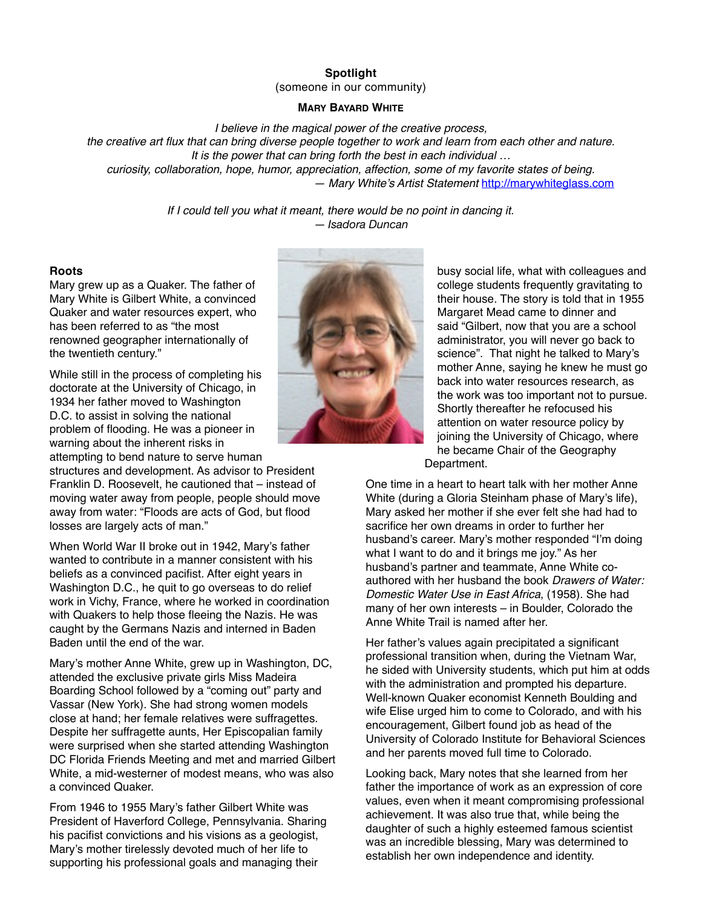**Spotlight**

(someone in our community)

**MARY BAYARD WHITE**

*I believe in the magical power of the creative process,*
*the creative art flux that can bring diverse people together to work and learn from each other and nature.*
*It is the power that can bring forth the best in each individual …*
*curiosity, collaboration, hope, humor, appreciation, affection, some of my favorite states of being.*
*— Mary White's Artist Statement* http://marywhiteglass.com

*If I could tell you what it meant, there would be no point in dancing it.*
*— Isadora Duncan*

### Roots

Mary grew up as a Quaker. The father of Mary White is Gilbert White, a convinced Quaker and water resources expert, who has been referred to as "the most renowned geographer internationally of the twentieth century."

While still in the process of completing his doctorate at the University of Chicago, in 1934 her father moved to Washington D.C. to assist in solving the national problem of flooding. He was a pioneer in warning about the inherent risks in attempting to bend nature to serve human structures and development. As advisor to President Franklin D. Roosevelt, he cautioned that – instead of moving water away from people, people should move away from water: "Floods are acts of God, but flood losses are largely acts of man."

When World War II broke out in 1942, Mary's father wanted to contribute in a manner consistent with his beliefs as a convinced pacifist. After eight years in Washington D.C., he quit to go overseas to do relief work in Vichy, France, where he worked in coordination with Quakers to help those fleeing the Nazis. He was caught by the Germans Nazis and interned in Baden Baden until the end of the war.

Mary's mother Anne White, grew up in Washington, DC, attended the exclusive private girls Miss Madeira Boarding School followed by a "coming out" party and Vassar (New York). She had strong women models close at hand; her female relatives were suffragettes. Despite her suffragette aunts, Her Episcopalian family were surprised when she started attending Washington DC Florida Friends Meeting and met and married Gilbert White, a mid-westerner of modest means, who was also a convinced Quaker.

From 1946 to 1955 Mary's father Gilbert White was President of Haverford College, Pennsylvania. Sharing his pacifist convictions and his visions as a geologist, Mary's mother tirelessly devoted much of her life to supporting his professional goals and managing their busy social life, what with colleagues and college students frequently gravitating to their house. The story is told that in 1955 Margaret Mead came to dinner and said "Gilbert, now that you are a school administrator, you will never go back to science". That night he talked to Mary's mother Anne, saying he knew he must go back into water resources research, as the work was too important not to pursue. Shortly thereafter he refocused his attention on water resource policy by joining the University of Chicago, where he became Chair of the Geography Department.

One time in a heart to heart talk with her mother Anne White (during a Gloria Steinham phase of Mary's life), Mary asked her mother if she ever felt she had had to sacrifice her own dreams in order to further her husband's career. Mary's mother responded "I'm doing what I want to do and it brings me joy." As her husband's partner and teammate, Anne White co-authored with her husband the book *Drawers of Water: Domestic Water Use in East Africa*, (1958). She had many of her own interests – in Boulder, Colorado the Anne White Trail is named after her.

Her father's values again precipitated a significant professional transition when, during the Vietnam War, he sided with University students, which put him at odds with the administration and prompted his departure. Well-known Quaker economist Kenneth Boulding and wife Elise urged him to come to Colorado, and with his encouragement, Gilbert found job as head of the University of Colorado Institute for Behavioral Sciences and her parents moved full time to Colorado.

Looking back, Mary notes that she learned from her father the importance of work as an expression of core values, even when it meant compromising professional achievement. It was also true that, while being the daughter of such a highly esteemed famous scientist was an incredible blessing, Mary was determined to establish her own independence and identity.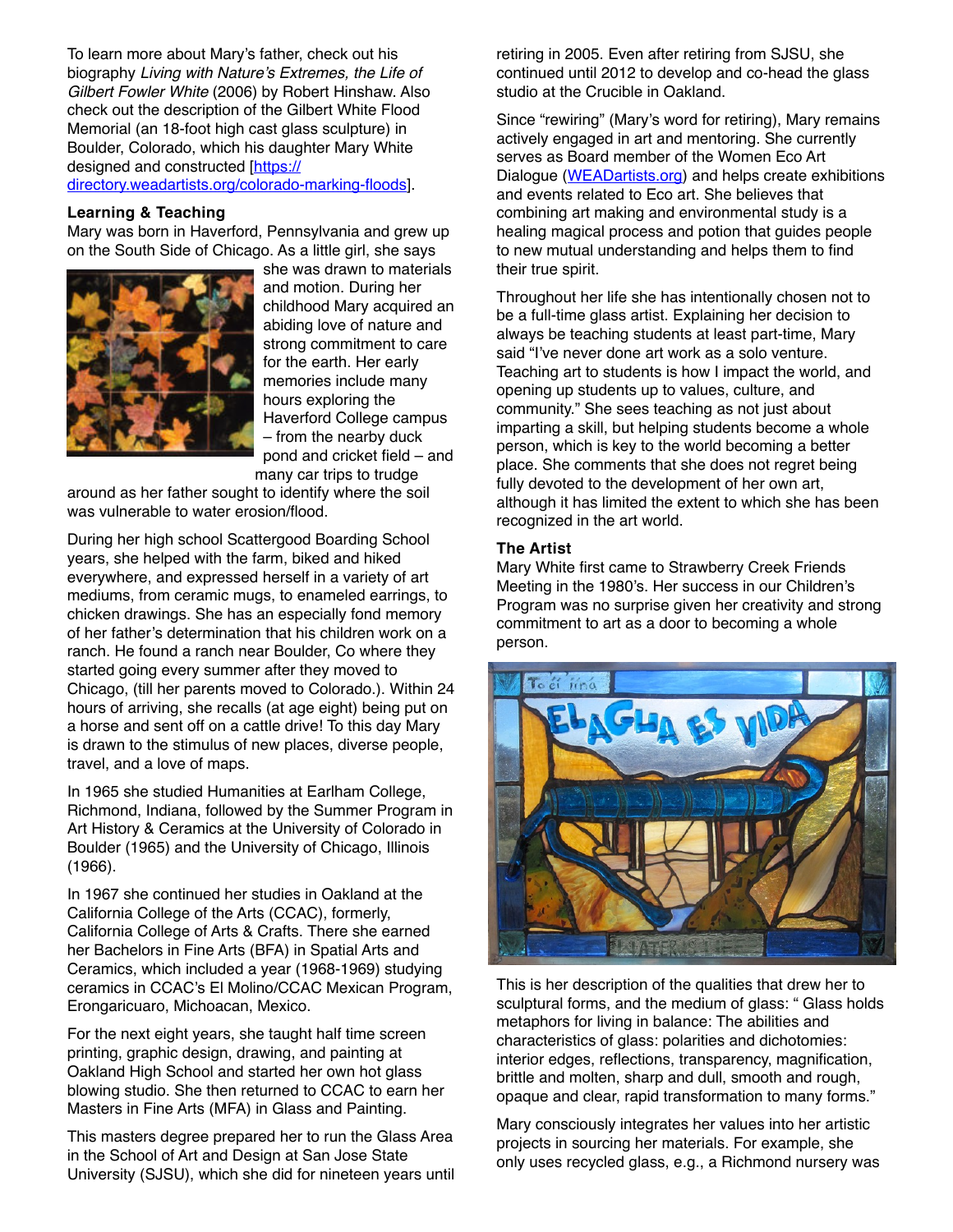To learn more about Mary's father, check out his biography *Living with Nature's Extremes, the Life of Gilbert Fowler White* (2006) by Robert Hinshaw. Also check out the description of the Gilbert White Flood Memorial (an 18-foot high cast glass sculpture) in Boulder, Colorado, which his daughter Mary White designed and constructed [https://directory.weadartists.org/colorado-marking-floods].

**Learning & Teaching**

Mary was born in Haverford, Pennsylvania and grew up on the South Side of Chicago. As a little girl, she says she was drawn to materials and motion. During her childhood Mary acquired an abiding love of nature and strong commitment to care for the earth. Her early memories include many hours exploring the Haverford College campus – from the nearby duck pond and cricket field – and many car trips to trudge around as her father sought to identify where the soil was vulnerable to water erosion/flood.

During her high school Scattergood Boarding School years, she helped with the farm, biked and hiked everywhere, and expressed herself in a variety of art mediums, from ceramic mugs, to enameled earrings, to chicken drawings. She has an especially fond memory of her father's determination that his children work on a ranch. He found a ranch near Boulder, Co where they started going every summer after they moved to Chicago, (till her parents moved to Colorado.). Within 24 hours of arriving, she recalls (at age eight) being put on a horse and sent off on a cattle drive! To this day Mary is drawn to the stimulus of new places, diverse people, travel, and a love of maps.

In 1965 she studied Humanities at Earlham College, Richmond, Indiana, followed by the Summer Program in Art History & Ceramics at the University of Colorado in Boulder (1965) and the University of Chicago, Illinois (1966).

In 1967 she continued her studies in Oakland at the California College of the Arts (CCAC), formerly, California College of Arts & Crafts. There she earned her Bachelors in Fine Arts (BFA) in Spatial Arts and Ceramics, which included a year (1968-1969) studying ceramics in CCAC's El Molino/CCAC Mexican Program, Erongaricuaro, Michoacan, Mexico.

For the next eight years, she taught half time screen printing, graphic design, drawing, and painting at Oakland High School and started her own hot glass blowing studio. She then returned to CCAC to earn her Masters in Fine Arts (MFA) in Glass and Painting.

This masters degree prepared her to run the Glass Area in the School of Art and Design at San Jose State University (SJSU), which she did for nineteen years until retiring in 2005. Even after retiring from SJSU, she continued until 2012 to develop and co-head the glass studio at the Crucible in Oakland.

Since "rewiring" (Mary's word for retiring), Mary remains actively engaged in art and mentoring. She currently serves as Board member of the Women Eco Art Dialogue (WEADartists.org) and helps create exhibitions and events related to Eco art. She believes that combining art making and environmental study is a healing magical process and potion that guides people to new mutual understanding and helps them to find their true spirit.

Throughout her life she has intentionally chosen not to be a full-time glass artist. Explaining her decision to always be teaching students at least part-time, Mary said "I've never done art work as a solo venture. Teaching art to students is how I impact the world, and opening up students up to values, culture, and community." She sees teaching as not just about imparting a skill, but helping students become a whole person, which is key to the world becoming a better place. She comments that she does not regret being fully devoted to the development of her own art, although it has limited the extent to which she has been recognized in the art world.

**The Artist**

Mary White first came to Strawberry Creek Friends Meeting in the 1980's. Her success in our Children's Program was no surprise given her creativity and strong commitment to art as a door to becoming a whole person.

This is her description of the qualities that drew her to sculptural forms, and the medium of glass: " Glass holds metaphors for living in balance: The abilities and characteristics of glass: polarities and dichotomies: interior edges, reflections, transparency, magnification, brittle and molten, sharp and dull, smooth and rough, opaque and clear, rapid transformation to many forms."

Mary consciously integrates her values into her artistic projects in sourcing her materials. For example, she only uses recycled glass, e.g., a Richmond nursery was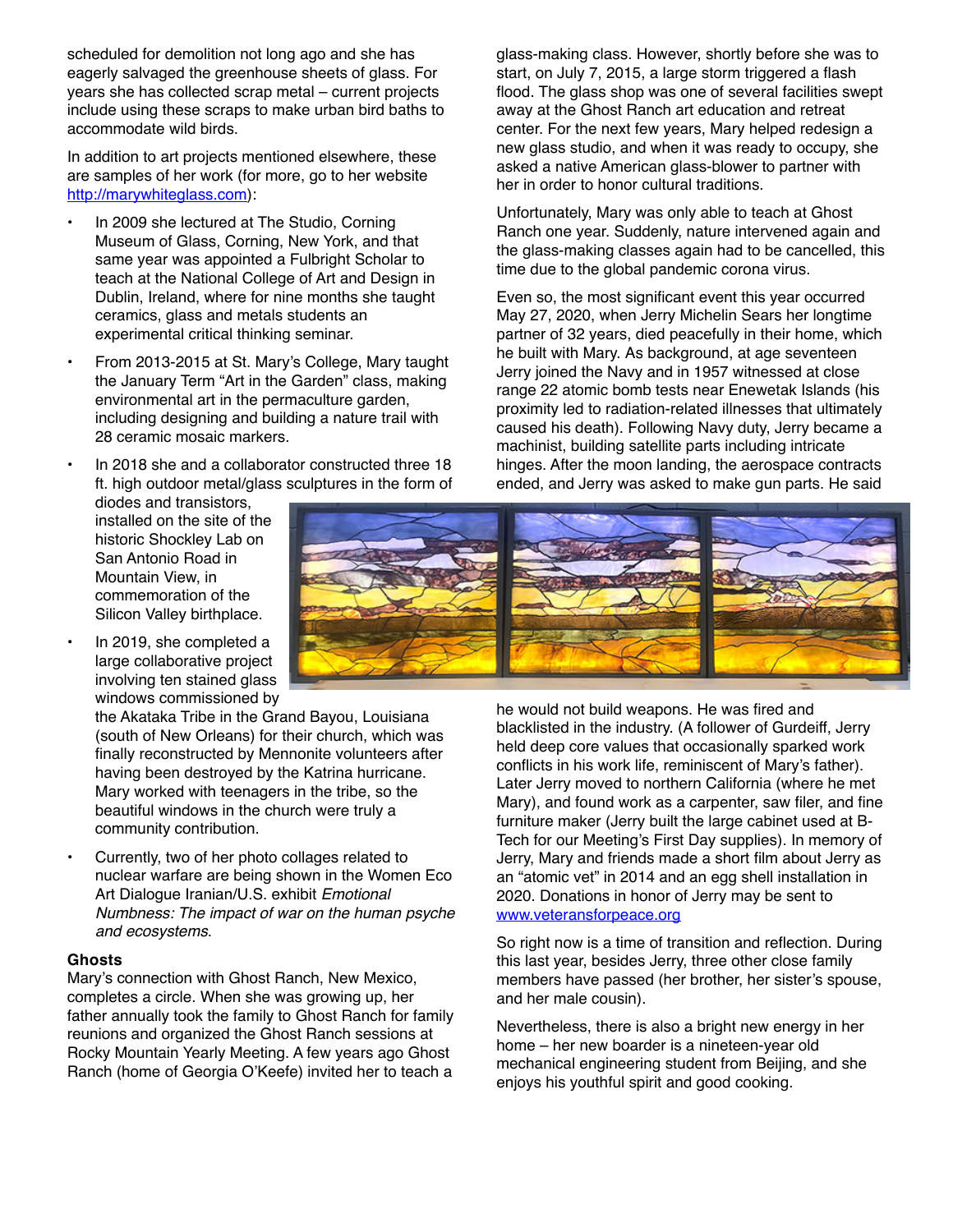scheduled for demolition not long ago and she has eagerly salvaged the greenhouse sheets of glass. For years she has collected scrap metal – current projects include using these scraps to make urban bird baths to accommodate wild birds.

In addition to art projects mentioned elsewhere, these are samples of her work (for more, go to her website http://marywhiteglass.com):

- In 2009 she lectured at The Studio, Corning Museum of Glass, Corning, New York, and that same year was appointed a Fulbright Scholar to teach at the National College of Art and Design in Dublin, Ireland, where for nine months she taught ceramics, glass and metals students an experimental critical thinking seminar.
- From 2013-2015 at St. Mary's College, Mary taught the January Term "Art in the Garden" class, making environmental art in the permaculture garden, including designing and building a nature trail with 28 ceramic mosaic markers.
- In 2018 she and a collaborator constructed three 18 ft. high outdoor metal/glass sculptures in the form of diodes and transistors, installed on the site of the historic Shockley Lab on San Antonio Road in Mountain View, in commemoration of the Silicon Valley birthplace.
- In 2019, she completed a large collaborative project involving ten stained glass windows commissioned by the Akataka Tribe in the Grand Bayou, Louisiana (south of New Orleans) for their church, which was finally reconstructed by Mennonite volunteers after having been destroyed by the Katrina hurricane. Mary worked with teenagers in the tribe, so the beautiful windows in the church were truly a community contribution.
- Currently, two of her photo collages related to nuclear warfare are being shown in the Women Eco Art Dialogue Iranian/U.S. exhibit *Emotional Numbness: The impact of war on the human psyche and ecosystems*.

**Ghosts**

Mary's connection with Ghost Ranch, New Mexico, completes a circle. When she was growing up, her father annually took the family to Ghost Ranch for family reunions and organized the Ghost Ranch sessions at Rocky Mountain Yearly Meeting. A few years ago Ghost Ranch (home of Georgia O'Keefe) invited her to teach a glass-making class. However, shortly before she was to start, on July 7, 2015, a large storm triggered a flash flood. The glass shop was one of several facilities swept away at the Ghost Ranch art education and retreat center. For the next few years, Mary helped redesign a new glass studio, and when it was ready to occupy, she asked a native American glass-blower to partner with her in order to honor cultural traditions.

Unfortunately, Mary was only able to teach at Ghost Ranch one year. Suddenly, nature intervened again and the glass-making classes again had to be cancelled, this time due to the global pandemic corona virus.

Even so, the most significant event this year occurred May 27, 2020, when Jerry Michelin Sears her longtime partner of 32 years, died peacefully in their home, which he built with Mary. As background, at age seventeen Jerry joined the Navy and in 1957 witnessed at close range 22 atomic bomb tests near Enewetak Islands (his proximity led to radiation-related illnesses that ultimately caused his death). Following Navy duty, Jerry became a machinist, building satellite parts including intricate hinges. After the moon landing, the aerospace contracts ended, and Jerry was asked to make gun parts. He said he would not build weapons. He was fired and blacklisted in the industry. (A follower of Gurdeiff, Jerry held deep core values that occasionally sparked work conflicts in his work life, reminiscent of Mary's father). Later Jerry moved to northern California (where he met Mary), and found work as a carpenter, saw filer, and fine furniture maker (Jerry built the large cabinet used at B-Tech for our Meeting's First Day supplies). In memory of Jerry, Mary and friends made a short film about Jerry as an "atomic vet" in 2014 and an egg shell installation in 2020. Donations in honor of Jerry may be sent to www.veteransforpeace.org

So right now is a time of transition and reflection. During this last year, besides Jerry, three other close family members have passed (her brother, her sister's spouse, and her male cousin).

Nevertheless, there is also a bright new energy in her home – her new boarder is a nineteen-year old mechanical engineering student from Beijing, and she enjoys his youthful spirit and good cooking.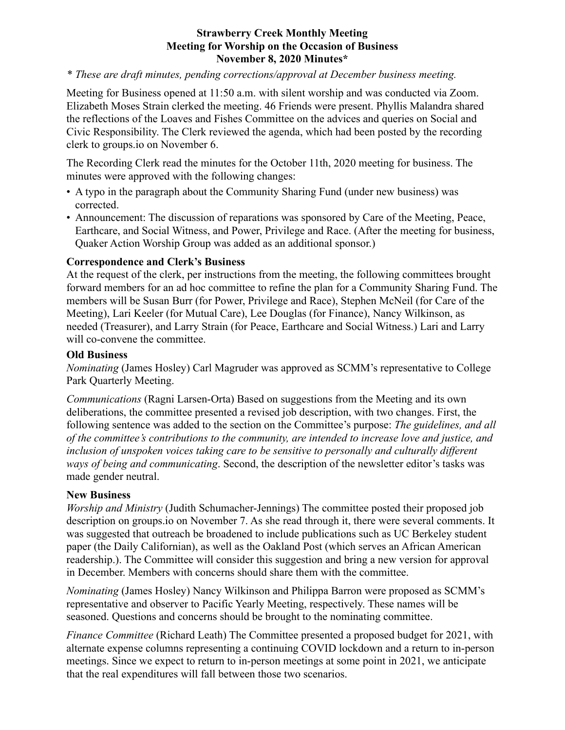**Strawberry Creek Monthly Meeting**
**Meeting for Worship on the Occasion of Business**
**November 8, 2020 Minutes***

*\* These are draft minutes, pending corrections/approval at December business meeting.*

Meeting for Business opened at 11:50 a.m. with silent worship and was conducted via Zoom. Elizabeth Moses Strain clerked the meeting. 46 Friends were present. Phyllis Malandra shared the reflections of the Loaves and Fishes Committee on the advices and queries on Social and Civic Responsibility. The Clerk reviewed the agenda, which had been posted by the recording clerk to groups.io on November 6.

The Recording Clerk read the minutes for the October 11th, 2020 meeting for business. The minutes were approved with the following changes:

- A typo in the paragraph about the Community Sharing Fund (under new business) was corrected.
- Announcement: The discussion of reparations was sponsored by Care of the Meeting, Peace, Earthcare, and Social Witness, and Power, Privilege and Race. (After the meeting for business, Quaker Action Worship Group was added as an additional sponsor.)

### Correspondence and Clerk's Business

At the request of the clerk, per instructions from the meeting, the following committees brought forward members for an ad hoc committee to refine the plan for a Community Sharing Fund. The members will be Susan Burr (for Power, Privilege and Race), Stephen McNeil (for Care of the Meeting), Lari Keeler (for Mutual Care), Lee Douglas (for Finance), Nancy Wilkinson, as needed (Treasurer), and Larry Strain (for Peace, Earthcare and Social Witness.) Lari and Larry will co-convene the committee.

### Old Business

*Nominating* (James Hosley) Carl Magruder was approved as SCMM's representative to College Park Quarterly Meeting.

*Communications* (Ragni Larsen-Orta) Based on suggestions from the Meeting and its own deliberations, the committee presented a revised job description, with two changes. First, the following sentence was added to the section on the Committee's purpose: *The guidelines, and all of the committee's contributions to the community, are intended to increase love and justice, and inclusion of unspoken voices taking care to be sensitive to personally and culturally different ways of being and communicating*. Second, the description of the newsletter editor's tasks was made gender neutral.

### New Business

*Worship and Ministry* (Judith Schumacher-Jennings) The committee posted their proposed job description on groups.io on November 7. As she read through it, there were several comments. It was suggested that outreach be broadened to include publications such as UC Berkeley student paper (the Daily Californian), as well as the Oakland Post (which serves an African American readership.). The Committee will consider this suggestion and bring a new version for approval in December. Members with concerns should share them with the committee.

*Nominating* (James Hosley) Nancy Wilkinson and Philippa Barron were proposed as SCMM's representative and observer to Pacific Yearly Meeting, respectively. These names will be seasoned. Questions and concerns should be brought to the nominating committee.

*Finance Committee* (Richard Leath) The Committee presented a proposed budget for 2021, with alternate expense columns representing a continuing COVID lockdown and a return to in-person meetings. Since we expect to return to in-person meetings at some point in 2021, we anticipate that the real expenditures will fall between those two scenarios.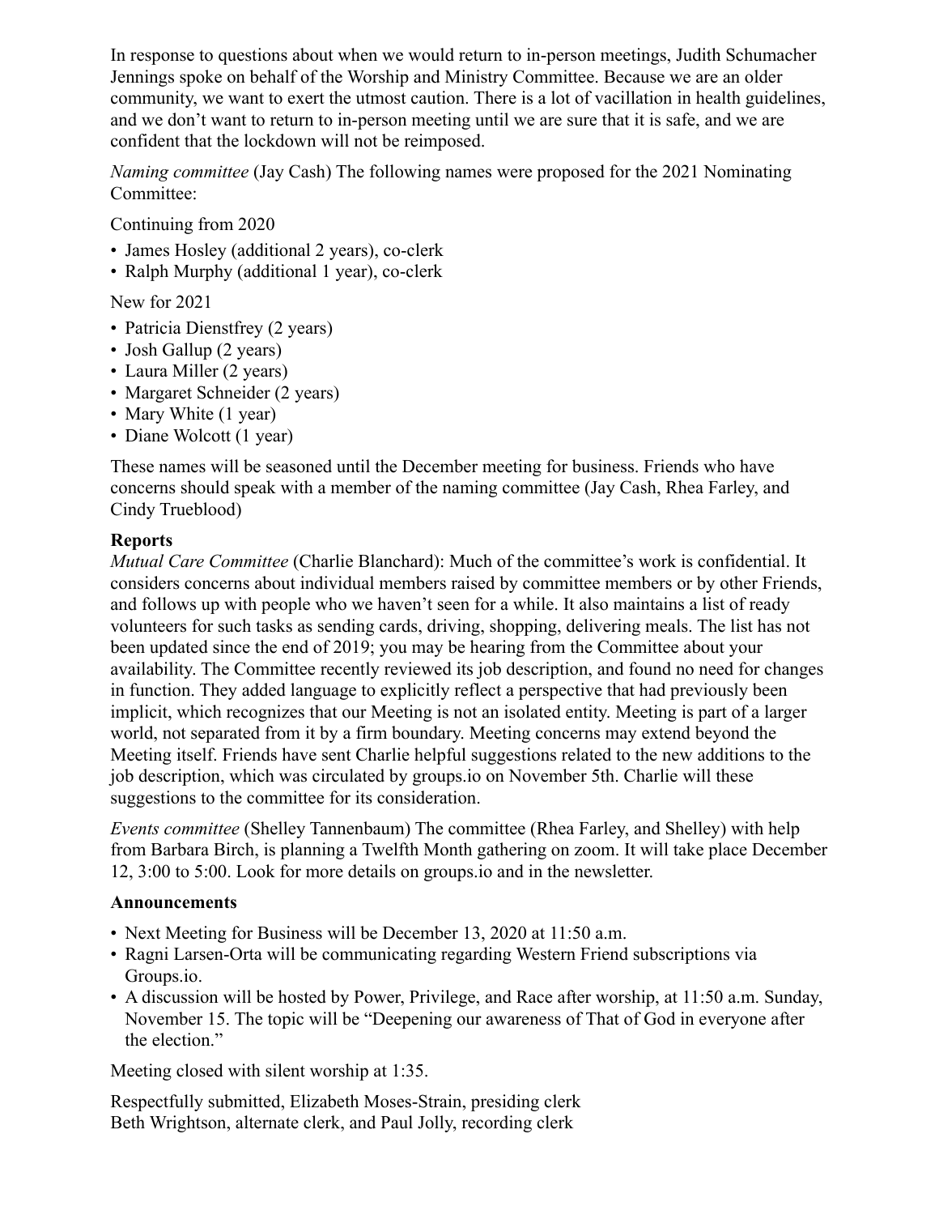In response to questions about when we would return to in-person meetings, Judith Schumacher Jennings spoke on behalf of the Worship and Ministry Committee. Because we are an older community, we want to exert the utmost caution. There is a lot of vacillation in health guidelines, and we don't want to return to in-person meeting until we are sure that it is safe, and we are confident that the lockdown will not be reimposed.

*Naming committee* (Jay Cash) The following names were proposed for the 2021 Nominating Committee:

Continuing from 2020

- James Hosley (additional 2 years), co-clerk
- Ralph Murphy (additional 1 year), co-clerk

New for 2021

- Patricia Dienstfrey (2 years)
- Josh Gallup (2 years)
- Laura Miller (2 years)
- Margaret Schneider (2 years)
- Mary White (1 year)
- Diane Wolcott (1 year)

These names will be seasoned until the December meeting for business. Friends who have concerns should speak with a member of the naming committee (Jay Cash, Rhea Farley, and Cindy Trueblood)

**Reports**

*Mutual Care Committee* (Charlie Blanchard): Much of the committee's work is confidential. It considers concerns about individual members raised by committee members or by other Friends, and follows up with people who we haven't seen for a while. It also maintains a list of ready volunteers for such tasks as sending cards, driving, shopping, delivering meals. The list has not been updated since the end of 2019; you may be hearing from the Committee about your availability. The Committee recently reviewed its job description, and found no need for changes in function. They added language to explicitly reflect a perspective that had previously been implicit, which recognizes that our Meeting is not an isolated entity. Meeting is part of a larger world, not separated from it by a firm boundary. Meeting concerns may extend beyond the Meeting itself. Friends have sent Charlie helpful suggestions related to the new additions to the job description, which was circulated by groups.io on November 5th. Charlie will these suggestions to the committee for its consideration.

*Events committee* (Shelley Tannenbaum) The committee (Rhea Farley, and Shelley) with help from Barbara Birch, is planning a Twelfth Month gathering on zoom. It will take place December 12, 3:00 to 5:00. Look for more details on groups.io and in the newsletter.

**Announcements**

- Next Meeting for Business will be December 13, 2020 at 11:50 a.m.
- Ragni Larsen-Orta will be communicating regarding Western Friend subscriptions via Groups.io.
- A discussion will be hosted by Power, Privilege, and Race after worship, at 11:50 a.m. Sunday, November 15. The topic will be "Deepening our awareness of That of God in everyone after the election."

Meeting closed with silent worship at 1:35.

Respectfully submitted, Elizabeth Moses-Strain, presiding clerk
Beth Wrightson, alternate clerk, and Paul Jolly, recording clerk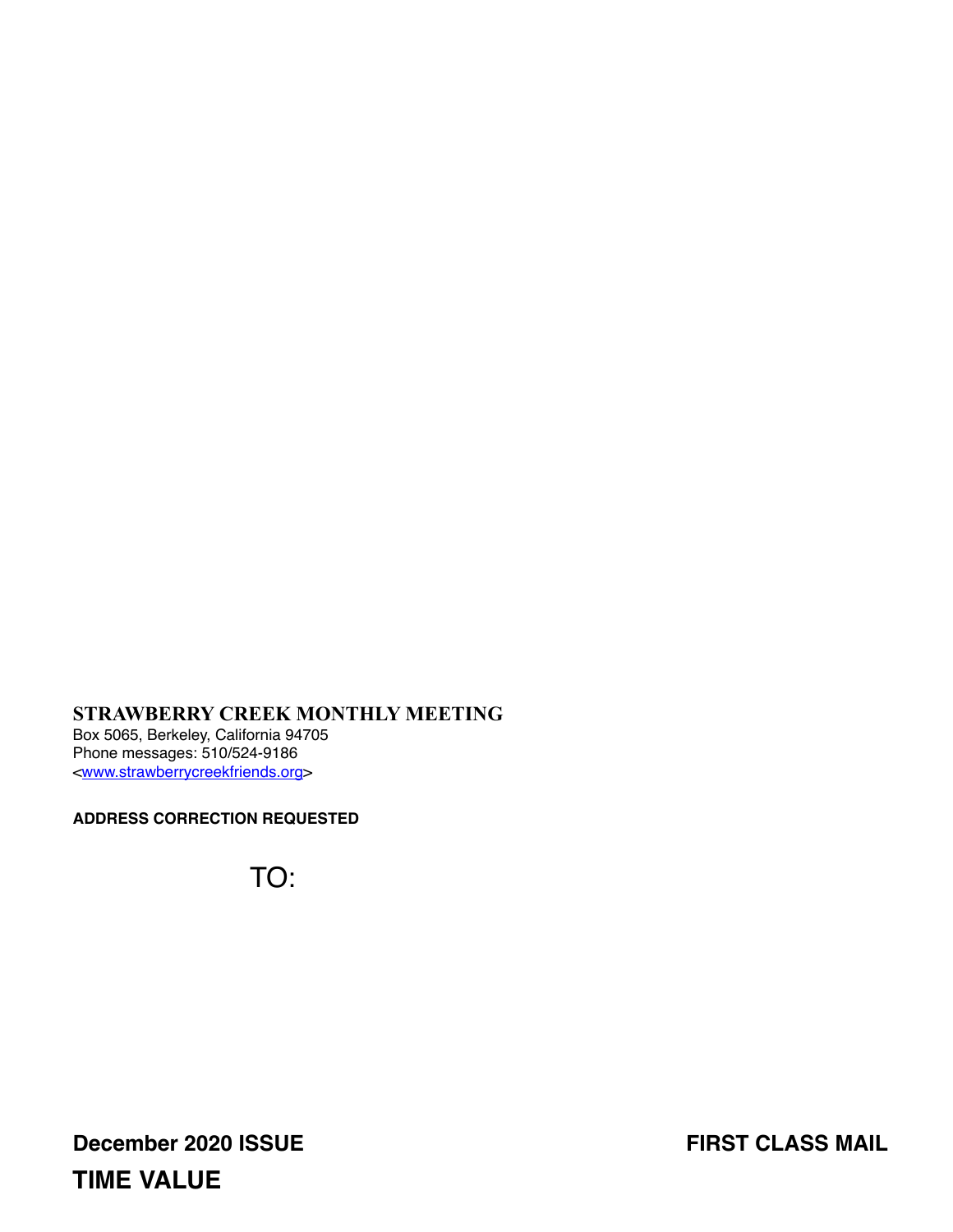**STRAWBERRY CREEK MONTHLY MEETING**
Box 5065, Berkeley, California 94705
Phone messages: 510/524-9186
<www.strawberrycreekfriends.org>

**ADDRESS CORRECTION REQUESTED**

TO:

**December 2020 ISSUE**

**FIRST CLASS MAIL**

**TIME VALUE**